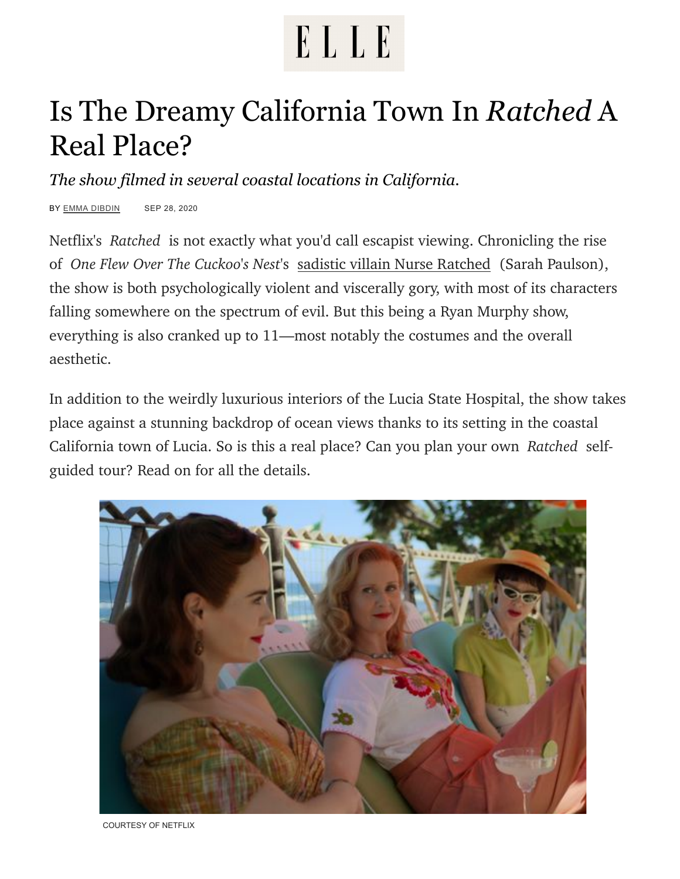ELLE

# Is The Dreamy California Town In *Ratched* A Real Place?

*The show filmed in several coastal locations in California.*

BY EMMA DIBDIN SEP 28, 2020

Netflix's *Ratched* is not exactly what you'd call escapist viewing. Chronicling the rise of *One Flew Over The Cuckoo's Nest*'s sadistic villain Nurse Ratched (Sarah Paulson), the show is both psychologically violent and viscerally gory, with most of its characters falling somewhere on the spectrum of evil. But this being a Ryan Murphy show, everything is also cranked up to 11—most notably the costumes and the overall aesthetic.

In addition to the weirdly luxurious interiors of the Lucia State Hospital, the show takes place against a stunning backdrop of ocean views thanks to its setting in the coastal California town of Lucia. So is this a real place? Can you plan your own *Ratched* self-guided tour? Read on for all the details.

COURTESY OF NETFLIX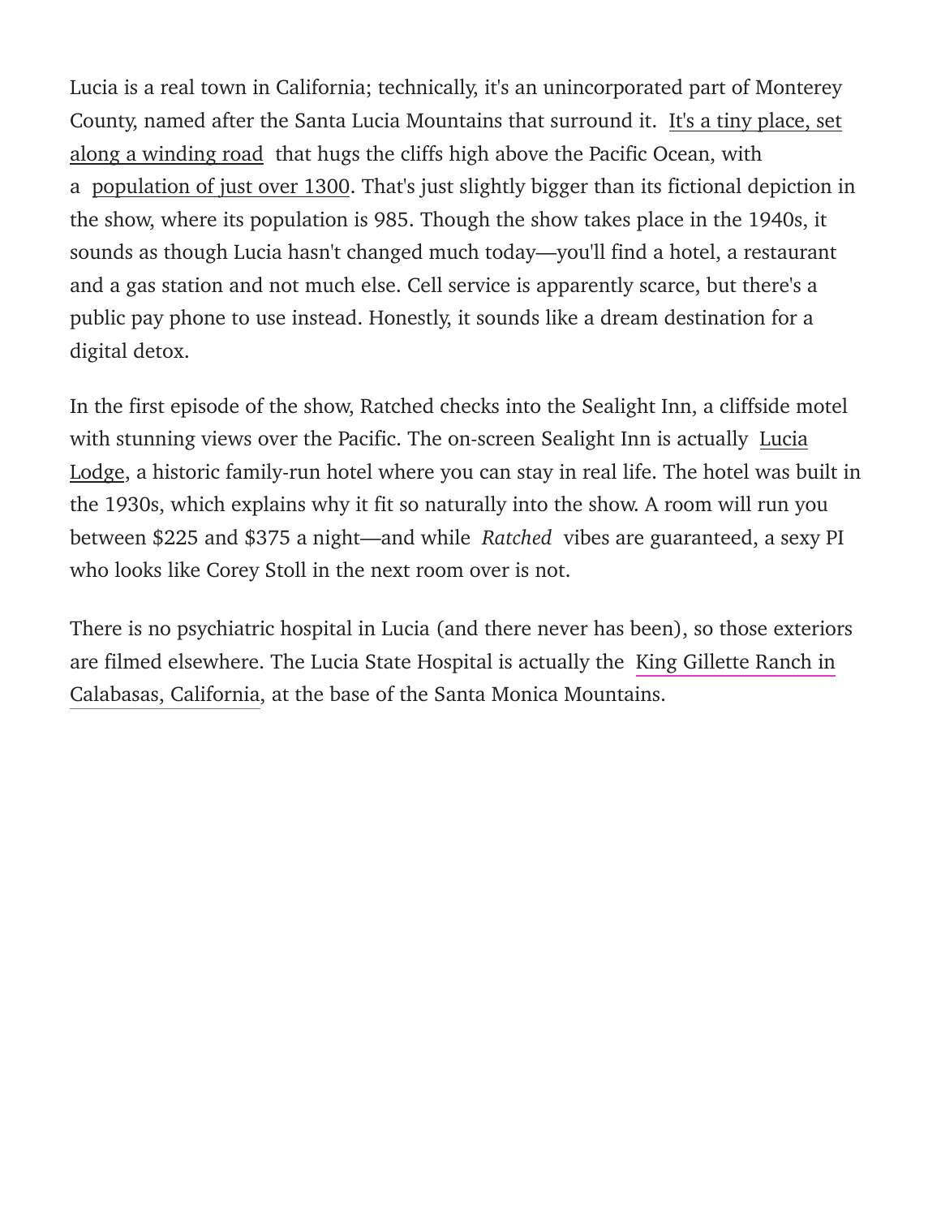Lucia is a real town in California; technically, it's an unincorporated part of Monterey County, named after the Santa Lucia Mountains that surround it. It's a tiny place, set along a winding road that hugs the cliffs high above the Pacific Ocean, with a population of just over 1300. That's just slightly bigger than its fictional depiction in the show, where its population is 985. Though the show takes place in the 1940s, it sounds as though Lucia hasn't changed much today—you'll find a hotel, a restaurant and a gas station and not much else. Cell service is apparently scarce, but there's a public pay phone to use instead. Honestly, it sounds like a dream destination for a digital detox.

In the first episode of the show, Ratched checks into the Sealight Inn, a cliffside motel with stunning views over the Pacific. The on-screen Sealight Inn is actually Lucia Lodge, a historic family-run hotel where you can stay in real life. The hotel was built in the 1930s, which explains why it fit so naturally into the show. A room will run you between $225 and $375 a night—and while *Ratched* vibes are guaranteed, a sexy PI who looks like Corey Stoll in the next room over is not.

There is no psychiatric hospital in Lucia (and there never has been), so those exteriors are filmed elsewhere. The Lucia State Hospital is actually the King Gillette Ranch in Calabasas, California, at the base of the Santa Monica Mountains.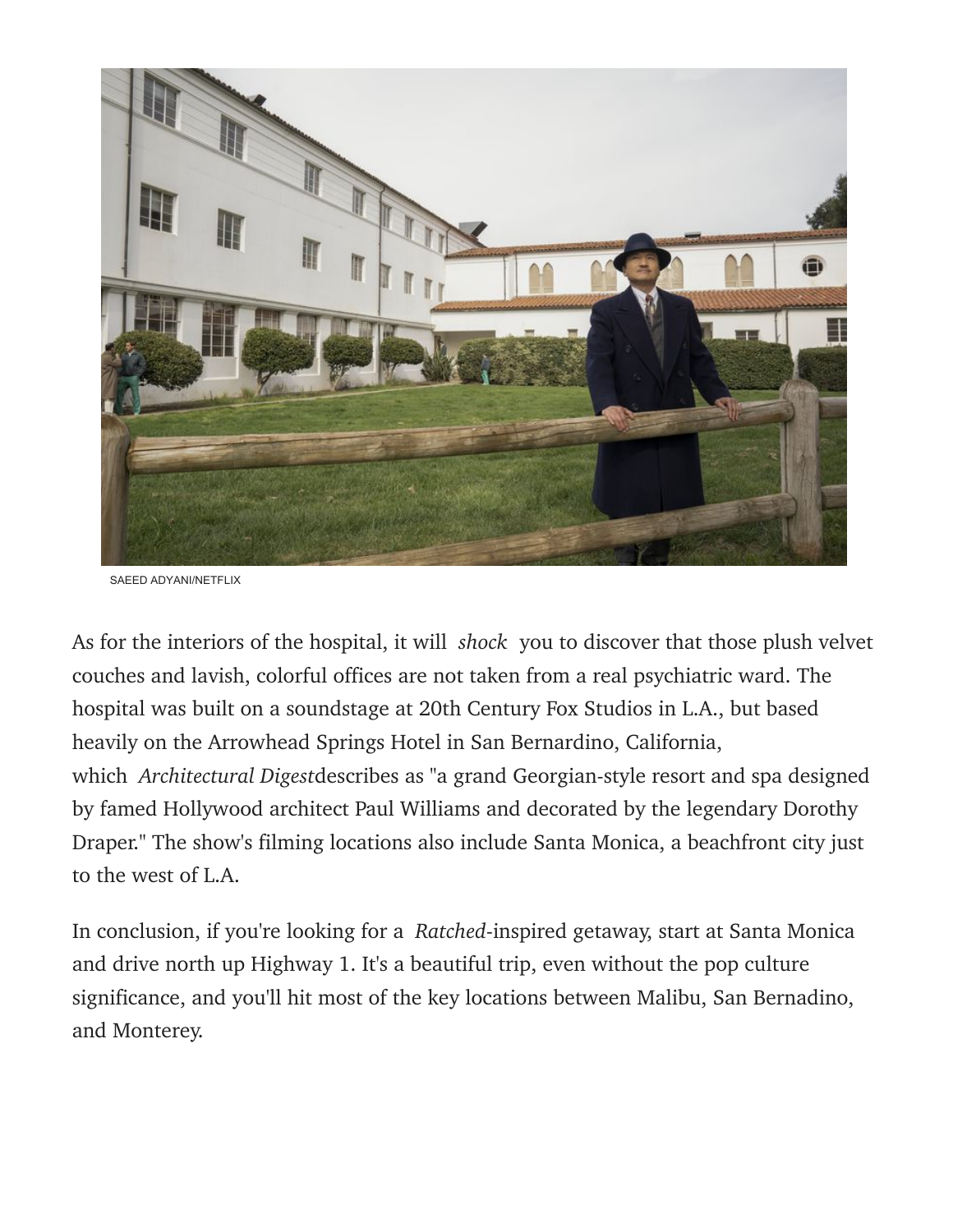SAEED ADYANI/NETFLIX

As for the interiors of the hospital, it will *shock* you to discover that those plush velvet couches and lavish, colorful offices are not taken from a real psychiatric ward. The hospital was built on a soundstage at 20th Century Fox Studios in L.A., but based heavily on the Arrowhead Springs Hotel in San Bernardino, California, which *Architectural Digest*describes as "a grand Georgian-style resort and spa designed by famed Hollywood architect Paul Williams and decorated by the legendary Dorothy Draper." The show's filming locations also include Santa Monica, a beachfront city just to the west of L.A.

In conclusion, if you're looking for a *Ratched*-inspired getaway, start at Santa Monica and drive north up Highway 1. It's a beautiful trip, even without the pop culture significance, and you'll hit most of the key locations between Malibu, San Bernadino, and Monterey.